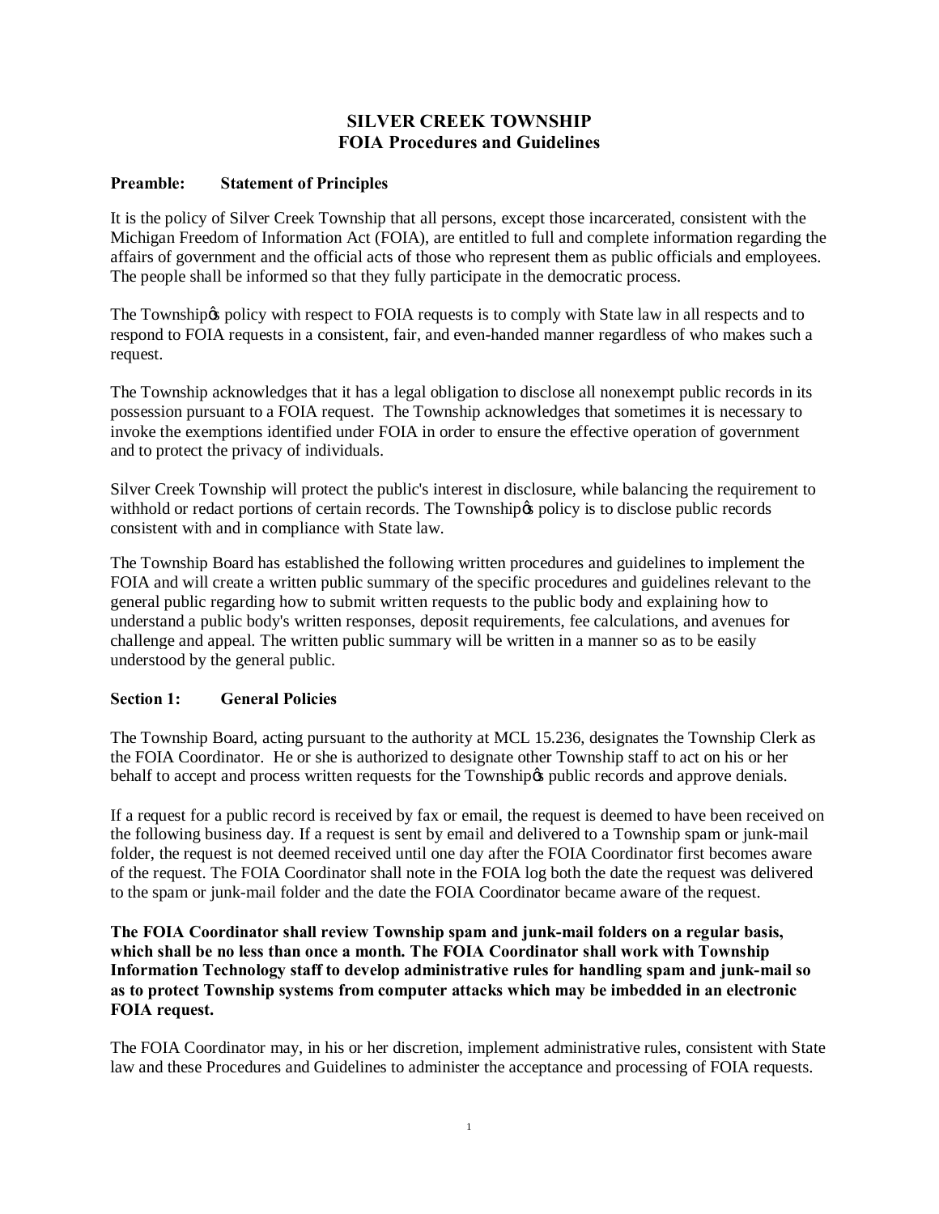# SILVER CREEK TOWNSHIP
## FOIA Procedures and Guidelines

**Preamble: Statement of Principles**

It is the policy of Silver Creek Township that all persons, except those incarcerated, consistent with the Michigan Freedom of Information Act (FOIA), are entitled to full and complete information regarding the affairs of government and the official acts of those who represent them as public officials and employees. The people shall be informed so that they fully participate in the democratic process.

The Township's policy with respect to FOIA requests is to comply with State law in all respects and to respond to FOIA requests in a consistent, fair, and even-handed manner regardless of who makes such a request.

The Township acknowledges that it has a legal obligation to disclose all nonexempt public records in its possession pursuant to a FOIA request. The Township acknowledges that sometimes it is necessary to invoke the exemptions identified under FOIA in order to ensure the effective operation of government and to protect the privacy of individuals.

Silver Creek Township will protect the public's interest in disclosure, while balancing the requirement to withhold or redact portions of certain records. The Township's policy is to disclose public records consistent with and in compliance with State law.

The Township Board has established the following written procedures and guidelines to implement the FOIA and will create a written public summary of the specific procedures and guidelines relevant to the general public regarding how to submit written requests to the public body and explaining how to understand a public body's written responses, deposit requirements, fee calculations, and avenues for challenge and appeal. The written public summary will be written in a manner so as to be easily understood by the general public.

**Section 1: General Policies**

The Township Board, acting pursuant to the authority at MCL 15.236, designates the Township Clerk as the FOIA Coordinator. He or she is authorized to designate other Township staff to act on his or her behalf to accept and process written requests for the Township's public records and approve denials.

If a request for a public record is received by fax or email, the request is deemed to have been received on the following business day. If a request is sent by email and delivered to a Township spam or junk-mail folder, the request is not deemed received until one day after the FOIA Coordinator first becomes aware of the request. The FOIA Coordinator shall note in the FOIA log both the date the request was delivered to the spam or junk-mail folder and the date the FOIA Coordinator became aware of the request.

**The FOIA Coordinator shall review Township spam and junk-mail folders on a regular basis, which shall be no less than once a month. The FOIA Coordinator shall work with Township Information Technology staff to develop administrative rules for handling spam and junk-mail so as to protect Township systems from computer attacks which may be imbedded in an electronic FOIA request.**

The FOIA Coordinator may, in his or her discretion, implement administrative rules, consistent with State law and these Procedures and Guidelines to administer the acceptance and processing of FOIA requests.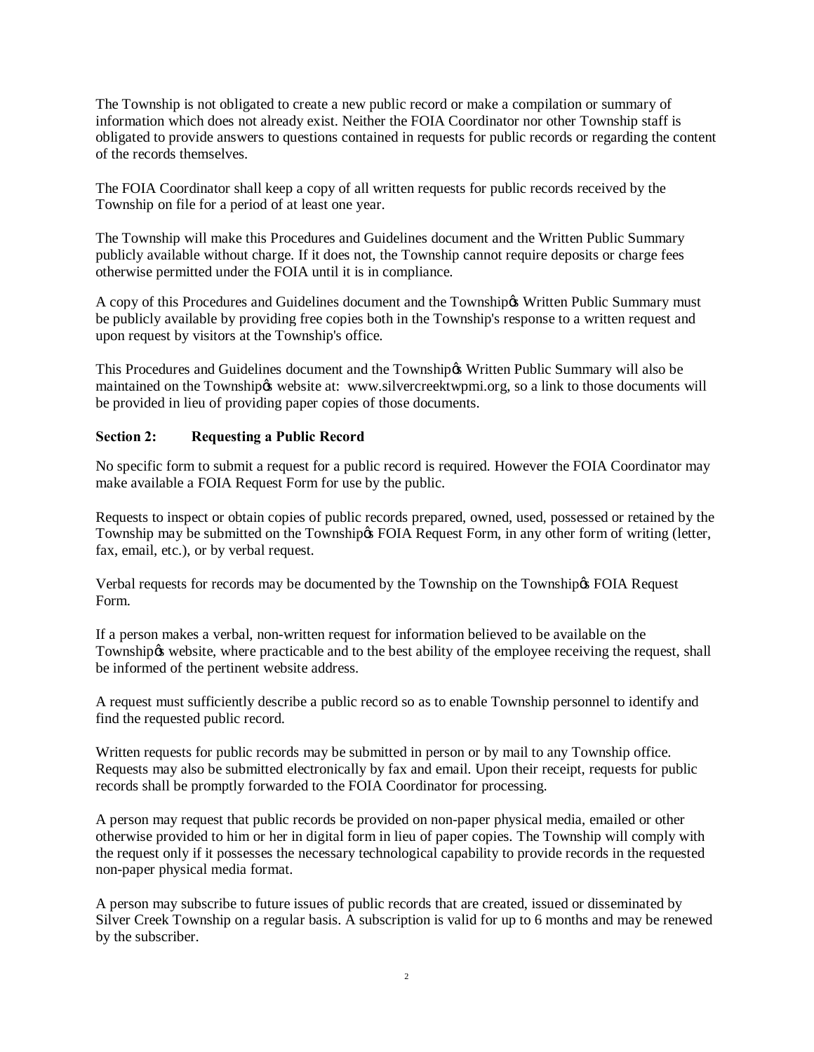The Township is not obligated to create a new public record or make a compilation or summary of information which does not already exist. Neither the FOIA Coordinator nor other Township staff is obligated to provide answers to questions contained in requests for public records or regarding the content of the records themselves.

The FOIA Coordinator shall keep a copy of all written requests for public records received by the Township on file for a period of at least one year.

The Township will make this Procedures and Guidelines document and the Written Public Summary publicly available without charge. If it does not, the Township cannot require deposits or charge fees otherwise permitted under the FOIA until it is in compliance.

A copy of this Procedures and Guidelines document and the Townshipǿs Written Public Summary must be publicly available by providing free copies both in the Township's response to a written request and upon request by visitors at the Township's office.

This Procedures and Guidelines document and the Townshipǿs Written Public Summary will also be maintained on the Townshipǿs website at: www.silvercreektwpmi.org, so a link to those documents will be provided in lieu of providing paper copies of those documents.

## Section 2: Requesting a Public Record

No specific form to submit a request for a public record is required. However the FOIA Coordinator may make available a FOIA Request Form for use by the public.

Requests to inspect or obtain copies of public records prepared, owned, used, possessed or retained by the Township may be submitted on the Townshipǿs FOIA Request Form, in any other form of writing (letter, fax, email, etc.), or by verbal request.

Verbal requests for records may be documented by the Township on the Townshipǿs FOIA Request Form.

If a person makes a verbal, non-written request for information believed to be available on the Townshipǿs website, where practicable and to the best ability of the employee receiving the request, shall be informed of the pertinent website address.

A request must sufficiently describe a public record so as to enable Township personnel to identify and find the requested public record.

Written requests for public records may be submitted in person or by mail to any Township office. Requests may also be submitted electronically by fax and email. Upon their receipt, requests for public records shall be promptly forwarded to the FOIA Coordinator for processing.

A person may request that public records be provided on non-paper physical media, emailed or other otherwise provided to him or her in digital form in lieu of paper copies. The Township will comply with the request only if it possesses the necessary technological capability to provide records in the requested non-paper physical media format.

A person may subscribe to future issues of public records that are created, issued or disseminated by Silver Creek Township on a regular basis. A subscription is valid for up to 6 months and may be renewed by the subscriber.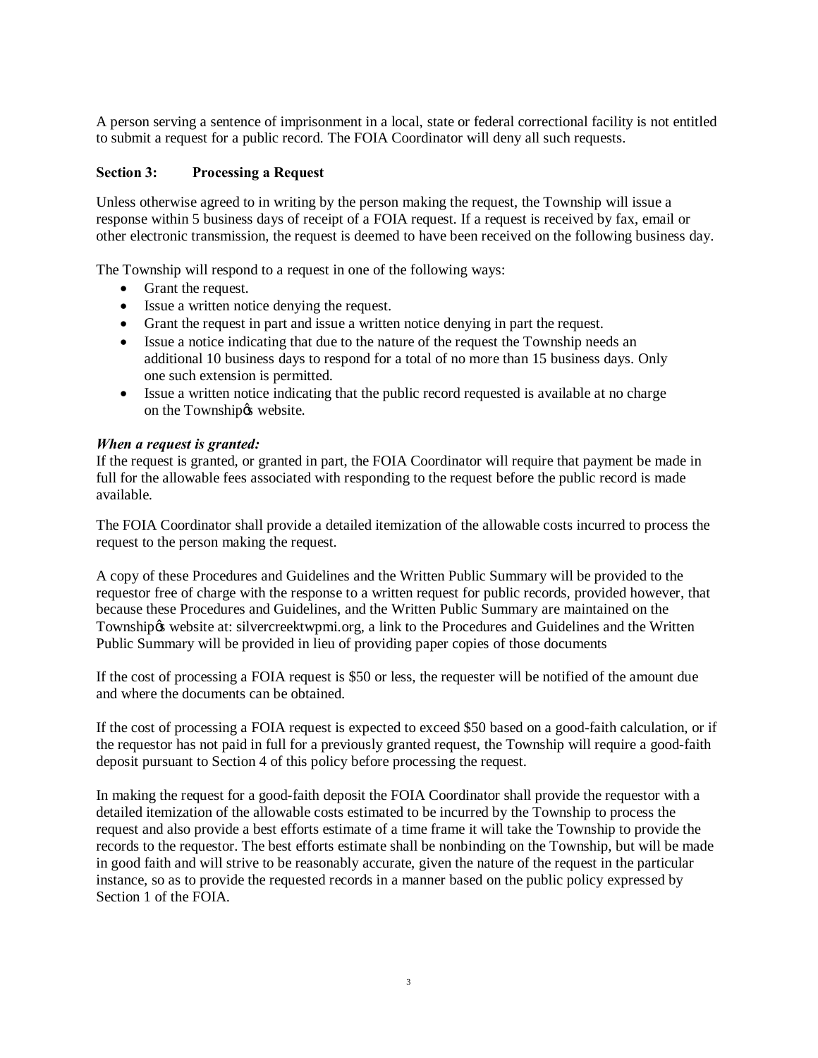A person serving a sentence of imprisonment in a local, state or federal correctional facility is not entitled to submit a request for a public record. The FOIA Coordinator will deny all such requests.

### Section 3: Processing a Request

Unless otherwise agreed to in writing by the person making the request, the Township will issue a response within 5 business days of receipt of a FOIA request. If a request is received by fax, email or other electronic transmission, the request is deemed to have been received on the following business day.

The Township will respond to a request in one of the following ways:

- Grant the request.
- Issue a written notice denying the request.
- Grant the request in part and issue a written notice denying in part the request.
- Issue a notice indicating that due to the nature of the request the Township needs an additional 10 business days to respond for a total of no more than 15 business days. Only one such extension is permitted.
- Issue a written notice indicating that the public record requested is available at no charge on the Township's website.

***When a request is granted:***

If the request is granted, or granted in part, the FOIA Coordinator will require that payment be made in full for the allowable fees associated with responding to the request before the public record is made available.

The FOIA Coordinator shall provide a detailed itemization of the allowable costs incurred to process the request to the person making the request.

A copy of these Procedures and Guidelines and the Written Public Summary will be provided to the requestor free of charge with the response to a written request for public records, provided however, that because these Procedures and Guidelines, and the Written Public Summary are maintained on the Township's website at: silvercreektwpmi.org, a link to the Procedures and Guidelines and the Written Public Summary will be provided in lieu of providing paper copies of those documents

If the cost of processing a FOIA request is $50 or less, the requester will be notified of the amount due and where the documents can be obtained.

If the cost of processing a FOIA request is expected to exceed $50 based on a good-faith calculation, or if the requestor has not paid in full for a previously granted request, the Township will require a good-faith deposit pursuant to Section 4 of this policy before processing the request.

In making the request for a good-faith deposit the FOIA Coordinator shall provide the requestor with a detailed itemization of the allowable costs estimated to be incurred by the Township to process the request and also provide a best efforts estimate of a time frame it will take the Township to provide the records to the requestor. The best efforts estimate shall be nonbinding on the Township, but will be made in good faith and will strive to be reasonably accurate, given the nature of the request in the particular instance, so as to provide the requested records in a manner based on the public policy expressed by Section 1 of the FOIA.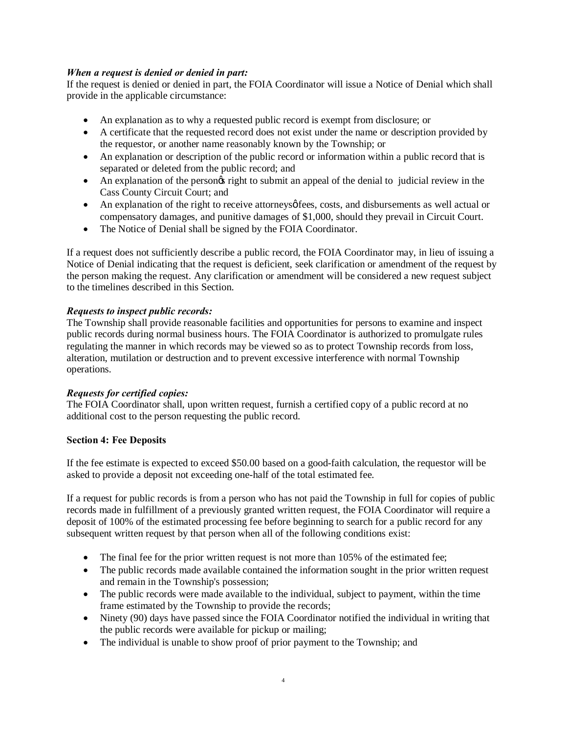***When a request is denied or denied in part:***
If the request is denied or denied in part, the FOIA Coordinator will issue a Notice of Denial which shall provide in the applicable circumstance:

- An explanation as to why a requested public record is exempt from disclosure; or
- A certificate that the requested record does not exist under the name or description provided by the requestor, or another name reasonably known by the Township; or
- An explanation or description of the public record or information within a public record that is separated or deleted from the public record; and
- An explanation of the person's right to submit an appeal of the denial to judicial review in the Cass County Circuit Court; and
- An explanation of the right to receive attorneys' fees, costs, and disbursements as well actual or compensatory damages, and punitive damages of $1,000, should they prevail in Circuit Court.
- The Notice of Denial shall be signed by the FOIA Coordinator.

If a request does not sufficiently describe a public record, the FOIA Coordinator may, in lieu of issuing a Notice of Denial indicating that the request is deficient, seek clarification or amendment of the request by the person making the request. Any clarification or amendment will be considered a new request subject to the timelines described in this Section.

***Requests to inspect public records:***
The Township shall provide reasonable facilities and opportunities for persons to examine and inspect public records during normal business hours. The FOIA Coordinator is authorized to promulgate rules regulating the manner in which records may be viewed so as to protect Township records from loss, alteration, mutilation or destruction and to prevent excessive interference with normal Township operations.

***Requests for certified copies:***
The FOIA Coordinator shall, upon written request, furnish a certified copy of a public record at no additional cost to the person requesting the public record.

**Section 4: Fee Deposits**

If the fee estimate is expected to exceed $50.00 based on a good-faith calculation, the requestor will be asked to provide a deposit not exceeding one-half of the total estimated fee.

If a request for public records is from a person who has not paid the Township in full for copies of public records made in fulfillment of a previously granted written request, the FOIA Coordinator will require a deposit of 100% of the estimated processing fee before beginning to search for a public record for any subsequent written request by that person when all of the following conditions exist:

- The final fee for the prior written request is not more than 105% of the estimated fee;
- The public records made available contained the information sought in the prior written request and remain in the Township's possession;
- The public records were made available to the individual, subject to payment, within the time frame estimated by the Township to provide the records;
- Ninety (90) days have passed since the FOIA Coordinator notified the individual in writing that the public records were available for pickup or mailing;
- The individual is unable to show proof of prior payment to the Township; and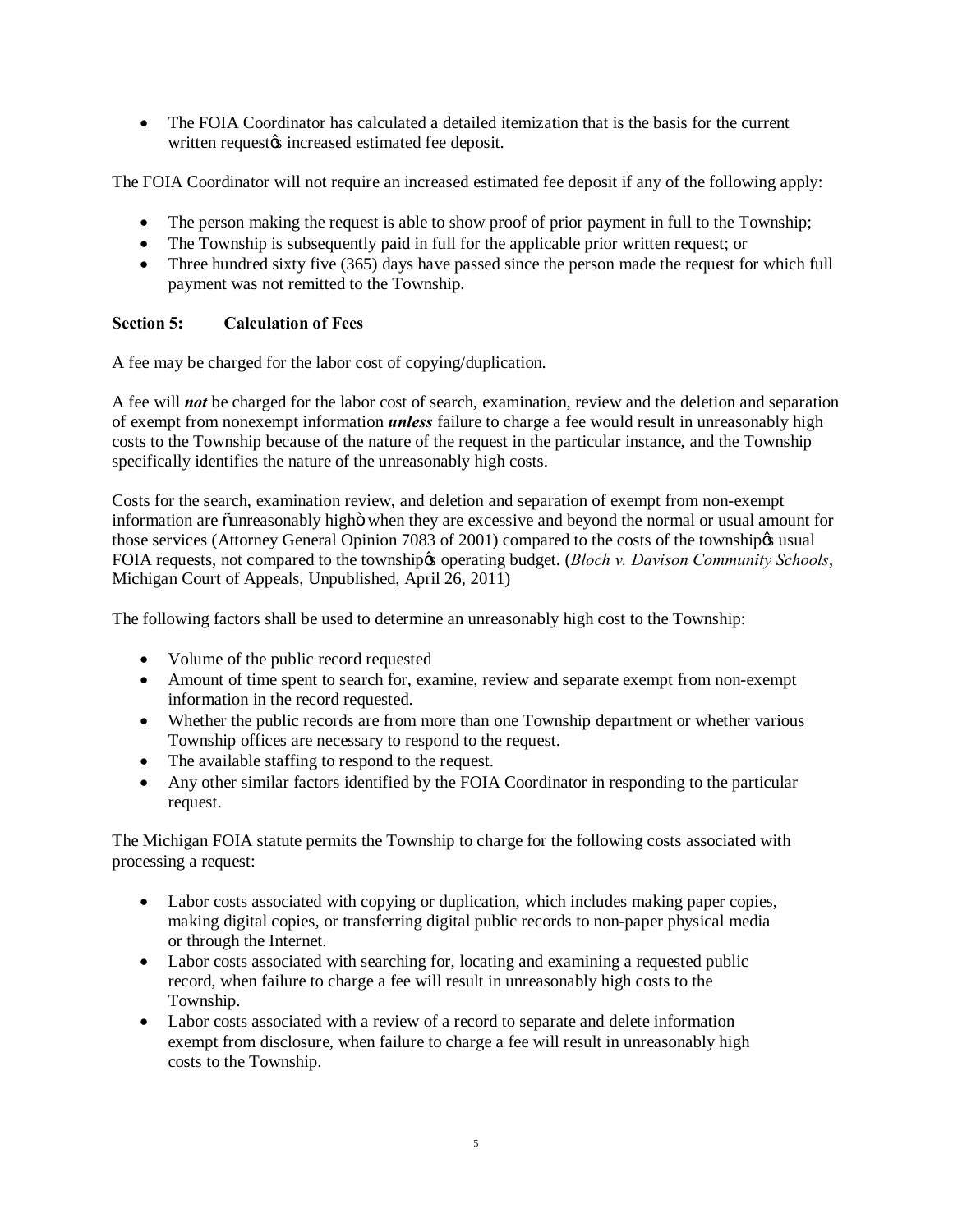- The FOIA Coordinator has calculated a detailed itemization that is the basis for the current written request's increased estimated fee deposit.

The FOIA Coordinator will not require an increased estimated fee deposit if any of the following apply:

- The person making the request is able to show proof of prior payment in full to the Township;
- The Township is subsequently paid in full for the applicable prior written request; or
- Three hundred sixty five (365) days have passed since the person made the request for which full payment was not remitted to the Township.

**Section 5: Calculation of Fees**

A fee may be charged for the labor cost of copying/duplication.

A fee will ***not*** be charged for the labor cost of search, examination, review and the deletion and separation of exempt from nonexempt information ***unless*** failure to charge a fee would result in unreasonably high costs to the Township because of the nature of the request in the particular instance, and the Township specifically identifies the nature of the unreasonably high costs.

Costs for the search, examination review, and deletion and separation of exempt from non-exempt information are "unreasonably high" when they are excessive and beyond the normal or usual amount for those services (Attorney General Opinion 7083 of 2001) compared to the costs of the township's usual FOIA requests, not compared to the township's operating budget. (*Bloch v. Davison Community Schools*, Michigan Court of Appeals, Unpublished, April 26, 2011)

The following factors shall be used to determine an unreasonably high cost to the Township:

- Volume of the public record requested
- Amount of time spent to search for, examine, review and separate exempt from non-exempt information in the record requested.
- Whether the public records are from more than one Township department or whether various Township offices are necessary to respond to the request.
- The available staffing to respond to the request.
- Any other similar factors identified by the FOIA Coordinator in responding to the particular request.

The Michigan FOIA statute permits the Township to charge for the following costs associated with processing a request:

- Labor costs associated with copying or duplication, which includes making paper copies, making digital copies, or transferring digital public records to non-paper physical media or through the Internet.
- Labor costs associated with searching for, locating and examining a requested public record, when failure to charge a fee will result in unreasonably high costs to the Township.
- Labor costs associated with a review of a record to separate and delete information exempt from disclosure, when failure to charge a fee will result in unreasonably high costs to the Township.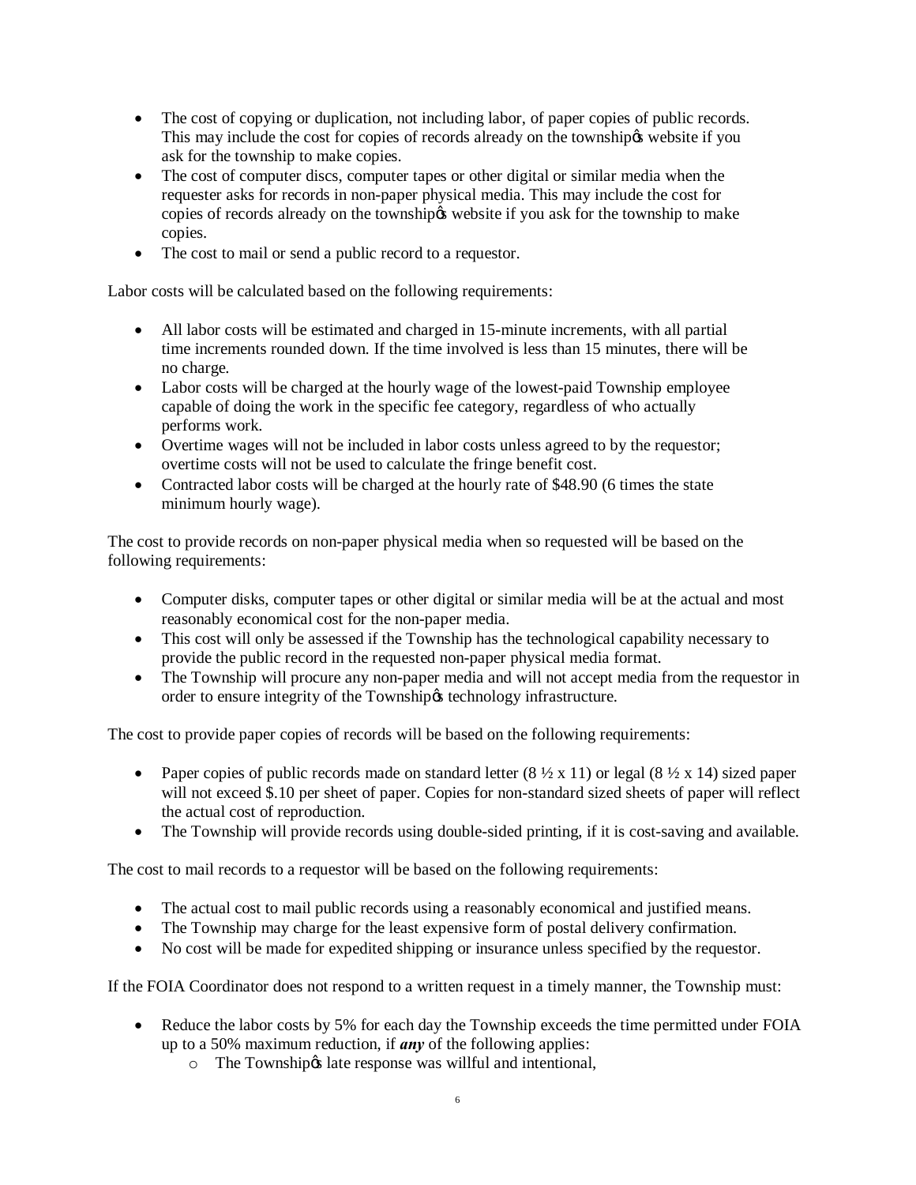- The cost of copying or duplication, not including labor, of paper copies of public records. This may include the cost for copies of records already on the township's website if you ask for the township to make copies.
- The cost of computer discs, computer tapes or other digital or similar media when the requester asks for records in non-paper physical media. This may include the cost for copies of records already on the township's website if you ask for the township to make copies.
- The cost to mail or send a public record to a requestor.

Labor costs will be calculated based on the following requirements:

- All labor costs will be estimated and charged in 15-minute increments, with all partial time increments rounded down. If the time involved is less than 15 minutes, there will be no charge.
- Labor costs will be charged at the hourly wage of the lowest-paid Township employee capable of doing the work in the specific fee category, regardless of who actually performs work.
- Overtime wages will not be included in labor costs unless agreed to by the requestor; overtime costs will not be used to calculate the fringe benefit cost.
- Contracted labor costs will be charged at the hourly rate of $48.90 (6 times the state minimum hourly wage).

The cost to provide records on non-paper physical media when so requested will be based on the following requirements:

- Computer disks, computer tapes or other digital or similar media will be at the actual and most reasonably economical cost for the non-paper media.
- This cost will only be assessed if the Township has the technological capability necessary to provide the public record in the requested non-paper physical media format.
- The Township will procure any non-paper media and will not accept media from the requestor in order to ensure integrity of the Township's technology infrastructure.

The cost to provide paper copies of records will be based on the following requirements:

- Paper copies of public records made on standard letter (8 ½ x 11) or legal (8 ½ x 14) sized paper will not exceed $.10 per sheet of paper. Copies for non-standard sized sheets of paper will reflect the actual cost of reproduction.
- The Township will provide records using double-sided printing, if it is cost-saving and available.

The cost to mail records to a requestor will be based on the following requirements:

- The actual cost to mail public records using a reasonably economical and justified means.
- The Township may charge for the least expensive form of postal delivery confirmation.
- No cost will be made for expedited shipping or insurance unless specified by the requestor.

If the FOIA Coordinator does not respond to a written request in a timely manner, the Township must:

- Reduce the labor costs by 5% for each day the Township exceeds the time permitted under FOIA up to a 50% maximum reduction, if ***any*** of the following applies:
  - The Township's late response was willful and intentional,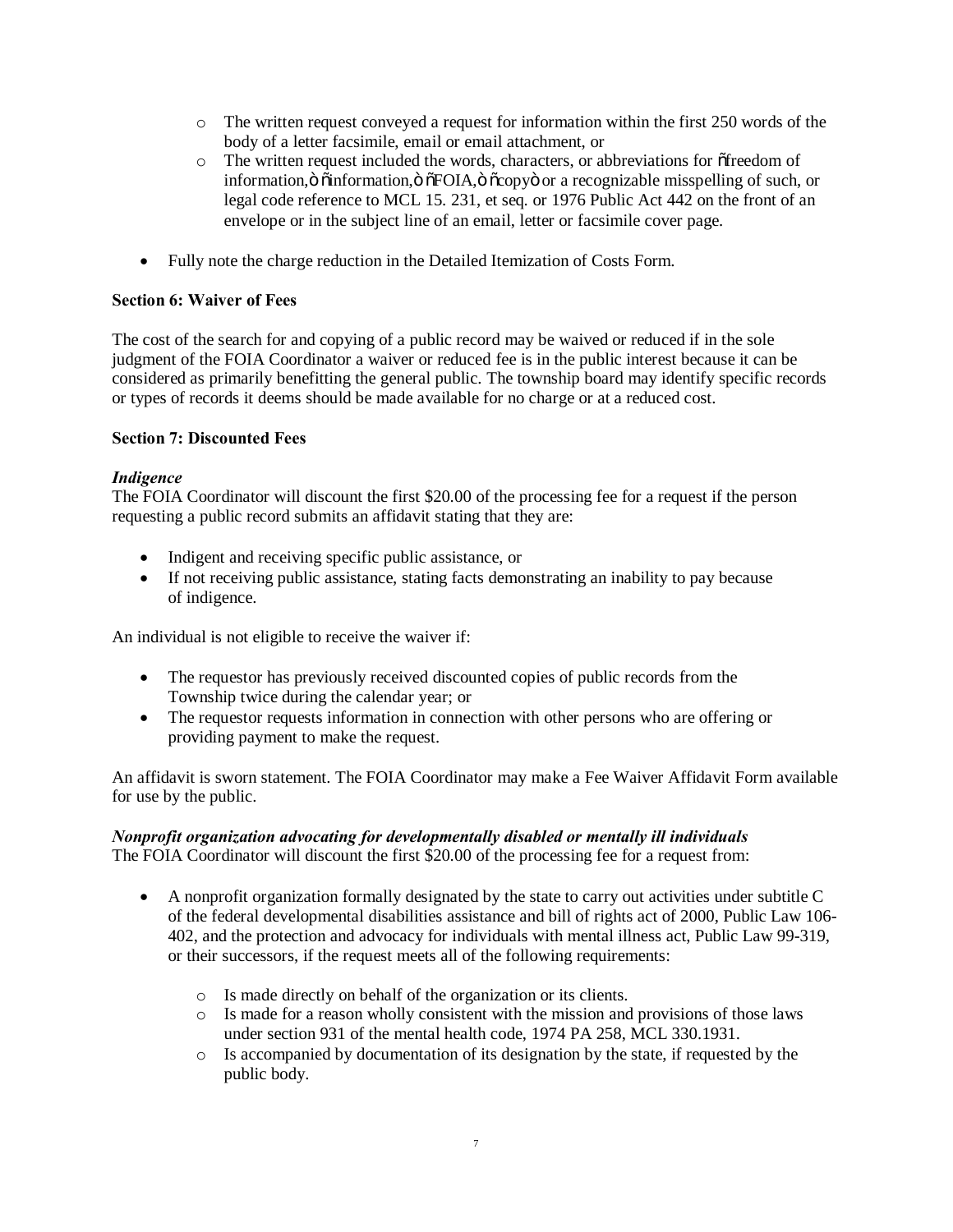- The written request conveyed a request for information within the first 250 words of the body of a letter facsimile, email or email attachment, or
- The written request included the words, characters, or abbreviations for "freedom of information," "information," "FOIA," "copy" or a recognizable misspelling of such, or legal code reference to MCL 15. 231, et seq. or 1976 Public Act 442 on the front of an envelope or in the subject line of an email, letter or facsimile cover page.

- Fully note the charge reduction in the Detailed Itemization of Costs Form.

**Section 6: Waiver of Fees**

The cost of the search for and copying of a public record may be waived or reduced if in the sole judgment of the FOIA Coordinator a waiver or reduced fee is in the public interest because it can be considered as primarily benefitting the general public. The township board may identify specific records or types of records it deems should be made available for no charge or at a reduced cost.

**Section 7: Discounted Fees**

***Indigence***

The FOIA Coordinator will discount the first $20.00 of the processing fee for a request if the person requesting a public record submits an affidavit stating that they are:

- Indigent and receiving specific public assistance, or
- If not receiving public assistance, stating facts demonstrating an inability to pay because of indigence.

An individual is not eligible to receive the waiver if:

- The requestor has previously received discounted copies of public records from the Township twice during the calendar year; or
- The requestor requests information in connection with other persons who are offering or providing payment to make the request.

An affidavit is sworn statement. The FOIA Coordinator may make a Fee Waiver Affidavit Form available for use by the public.

***Nonprofit organization advocating for developmentally disabled or mentally ill individuals***

The FOIA Coordinator will discount the first $20.00 of the processing fee for a request from:

- A nonprofit organization formally designated by the state to carry out activities under subtitle C of the federal developmental disabilities assistance and bill of rights act of 2000, Public Law 106-402, and the protection and advocacy for individuals with mental illness act, Public Law 99-319, or their successors, if the request meets all of the following requirements:
  - Is made directly on behalf of the organization or its clients.
  - Is made for a reason wholly consistent with the mission and provisions of those laws under section 931 of the mental health code, 1974 PA 258, MCL 330.1931.
  - Is accompanied by documentation of its designation by the state, if requested by the public body.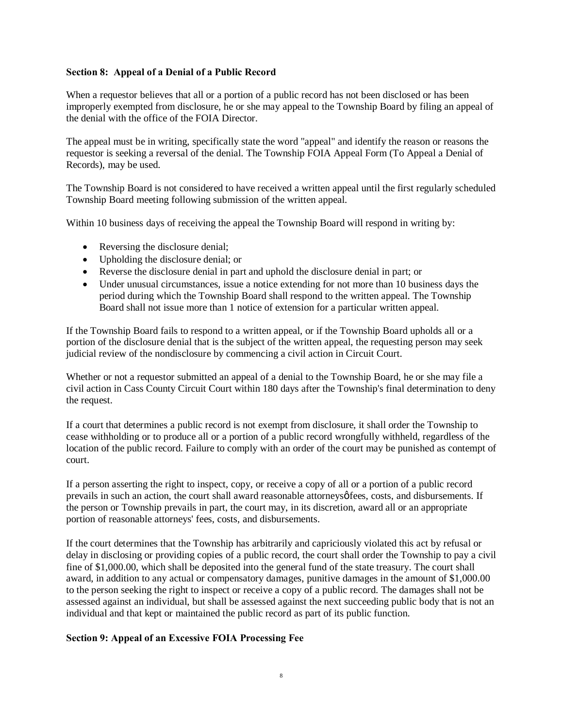**Section 8: Appeal of a Denial of a Public Record**

When a requestor believes that all or a portion of a public record has not been disclosed or has been improperly exempted from disclosure, he or she may appeal to the Township Board by filing an appeal of the denial with the office of the FOIA Director.

The appeal must be in writing, specifically state the word "appeal" and identify the reason or reasons the requestor is seeking a reversal of the denial. The Township FOIA Appeal Form (To Appeal a Denial of Records), may be used.

The Township Board is not considered to have received a written appeal until the first regularly scheduled Township Board meeting following submission of the written appeal.

Within 10 business days of receiving the appeal the Township Board will respond in writing by:

- Reversing the disclosure denial;
- Upholding the disclosure denial; or
- Reverse the disclosure denial in part and uphold the disclosure denial in part; or
- Under unusual circumstances, issue a notice extending for not more than 10 business days the period during which the Township Board shall respond to the written appeal. The Township Board shall not issue more than 1 notice of extension for a particular written appeal.

If the Township Board fails to respond to a written appeal, or if the Township Board upholds all or a portion of the disclosure denial that is the subject of the written appeal, the requesting person may seek judicial review of the nondisclosure by commencing a civil action in Circuit Court.

Whether or not a requestor submitted an appeal of a denial to the Township Board, he or she may file a civil action in Cass County Circuit Court within 180 days after the Township's final determination to deny the request.

If a court that determines a public record is not exempt from disclosure, it shall order the Township to cease withholding or to produce all or a portion of a public record wrongfully withheld, regardless of the location of the public record. Failure to comply with an order of the court may be punished as contempt of court.

If a person asserting the right to inspect, copy, or receive a copy of all or a portion of a public record prevails in such an action, the court shall award reasonable attorneysǿfees, costs, and disbursements. If the person or Township prevails in part, the court may, in its discretion, award all or an appropriate portion of reasonable attorneys' fees, costs, and disbursements.

If the court determines that the Township has arbitrarily and capriciously violated this act by refusal or delay in disclosing or providing copies of a public record, the court shall order the Township to pay a civil fine of $1,000.00, which shall be deposited into the general fund of the state treasury. The court shall award, in addition to any actual or compensatory damages, punitive damages in the amount of $1,000.00 to the person seeking the right to inspect or receive a copy of a public record. The damages shall not be assessed against an individual, but shall be assessed against the next succeeding public body that is not an individual and that kept or maintained the public record as part of its public function.

**Section 9: Appeal of an Excessive FOIA Processing Fee**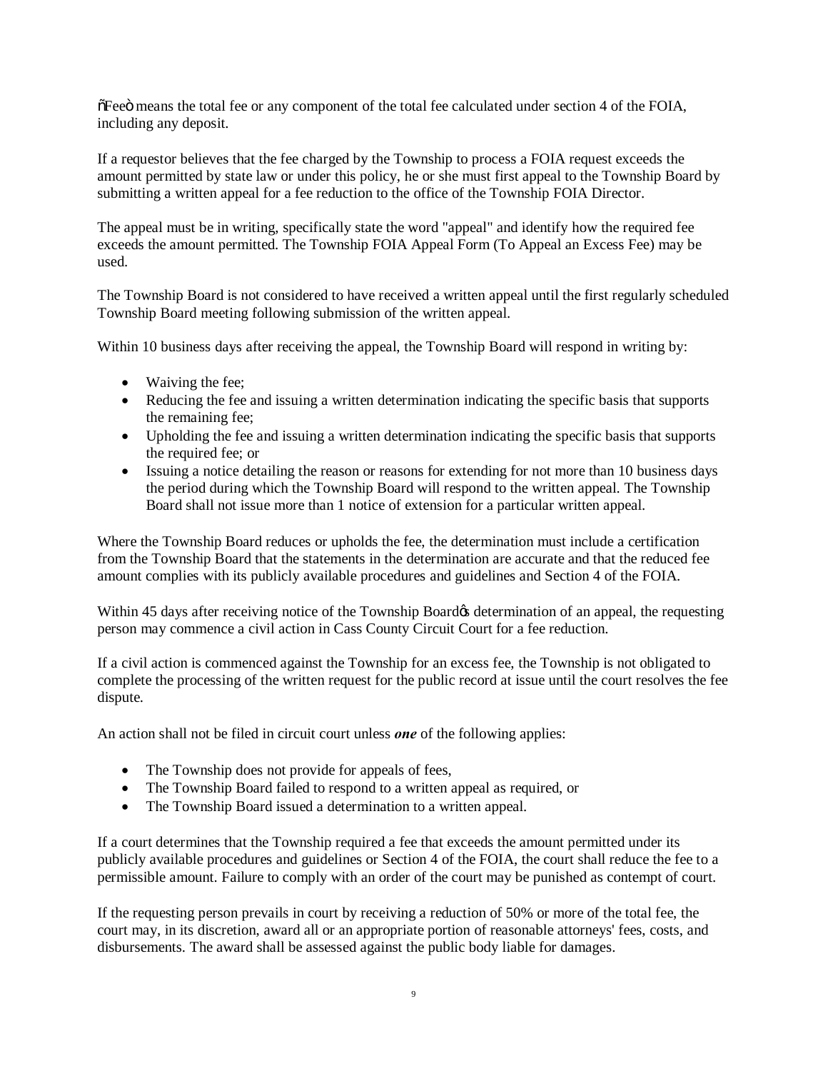"Fee" means the total fee or any component of the total fee calculated under section 4 of the FOIA, including any deposit.

If a requestor believes that the fee charged by the Township to process a FOIA request exceeds the amount permitted by state law or under this policy, he or she must first appeal to the Township Board by submitting a written appeal for a fee reduction to the office of the Township FOIA Director.

The appeal must be in writing, specifically state the word "appeal" and identify how the required fee exceeds the amount permitted. The Township FOIA Appeal Form (To Appeal an Excess Fee) may be used.

The Township Board is not considered to have received a written appeal until the first regularly scheduled Township Board meeting following submission of the written appeal.

Within 10 business days after receiving the appeal, the Township Board will respond in writing by:

- Waiving the fee;
- Reducing the fee and issuing a written determination indicating the specific basis that supports the remaining fee;
- Upholding the fee and issuing a written determination indicating the specific basis that supports the required fee; or
- Issuing a notice detailing the reason or reasons for extending for not more than 10 business days the period during which the Township Board will respond to the written appeal. The Township Board shall not issue more than 1 notice of extension for a particular written appeal.

Where the Township Board reduces or upholds the fee, the determination must include a certification from the Township Board that the statements in the determination are accurate and that the reduced fee amount complies with its publicly available procedures and guidelines and Section 4 of the FOIA.

Within 45 days after receiving notice of the Township Board's determination of an appeal, the requesting person may commence a civil action in Cass County Circuit Court for a fee reduction.

If a civil action is commenced against the Township for an excess fee, the Township is not obligated to complete the processing of the written request for the public record at issue until the court resolves the fee dispute.

An action shall not be filed in circuit court unless ***one*** of the following applies:

- The Township does not provide for appeals of fees,
- The Township Board failed to respond to a written appeal as required, or
- The Township Board issued a determination to a written appeal.

If a court determines that the Township required a fee that exceeds the amount permitted under its publicly available procedures and guidelines or Section 4 of the FOIA, the court shall reduce the fee to a permissible amount. Failure to comply with an order of the court may be punished as contempt of court.

If the requesting person prevails in court by receiving a reduction of 50% or more of the total fee, the court may, in its discretion, award all or an appropriate portion of reasonable attorneys' fees, costs, and disbursements. The award shall be assessed against the public body liable for damages.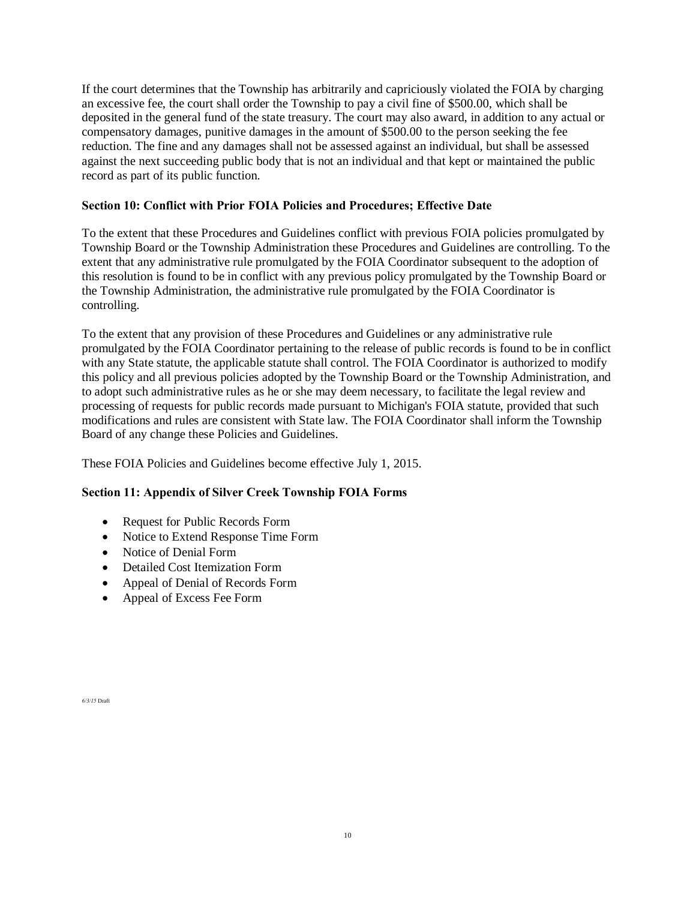If the court determines that the Township has arbitrarily and capriciously violated the FOIA by charging an excessive fee, the court shall order the Township to pay a civil fine of $500.00, which shall be deposited in the general fund of the state treasury. The court may also award, in addition to any actual or compensatory damages, punitive damages in the amount of $500.00 to the person seeking the fee reduction. The fine and any damages shall not be assessed against an individual, but shall be assessed against the next succeeding public body that is not an individual and that kept or maintained the public record as part of its public function.

### Section 10: Conflict with Prior FOIA Policies and Procedures; Effective Date

To the extent that these Procedures and Guidelines conflict with previous FOIA policies promulgated by Township Board or the Township Administration these Procedures and Guidelines are controlling. To the extent that any administrative rule promulgated by the FOIA Coordinator subsequent to the adoption of this resolution is found to be in conflict with any previous policy promulgated by the Township Board or the Township Administration, the administrative rule promulgated by the FOIA Coordinator is controlling.

To the extent that any provision of these Procedures and Guidelines or any administrative rule promulgated by the FOIA Coordinator pertaining to the release of public records is found to be in conflict with any State statute, the applicable statute shall control. The FOIA Coordinator is authorized to modify this policy and all previous policies adopted by the Township Board or the Township Administration, and to adopt such administrative rules as he or she may deem necessary, to facilitate the legal review and processing of requests for public records made pursuant to Michigan's FOIA statute, provided that such modifications and rules are consistent with State law. The FOIA Coordinator shall inform the Township Board of any change these Policies and Guidelines.

These FOIA Policies and Guidelines become effective July 1, 2015.

### Section 11: Appendix of Silver Creek Township FOIA Forms

- Request for Public Records Form
- Notice to Extend Response Time Form
- Notice of Denial Form
- Detailed Cost Itemization Form
- Appeal of Denial of Records Form
- Appeal of Excess Fee Form

*6/3/15* Draft